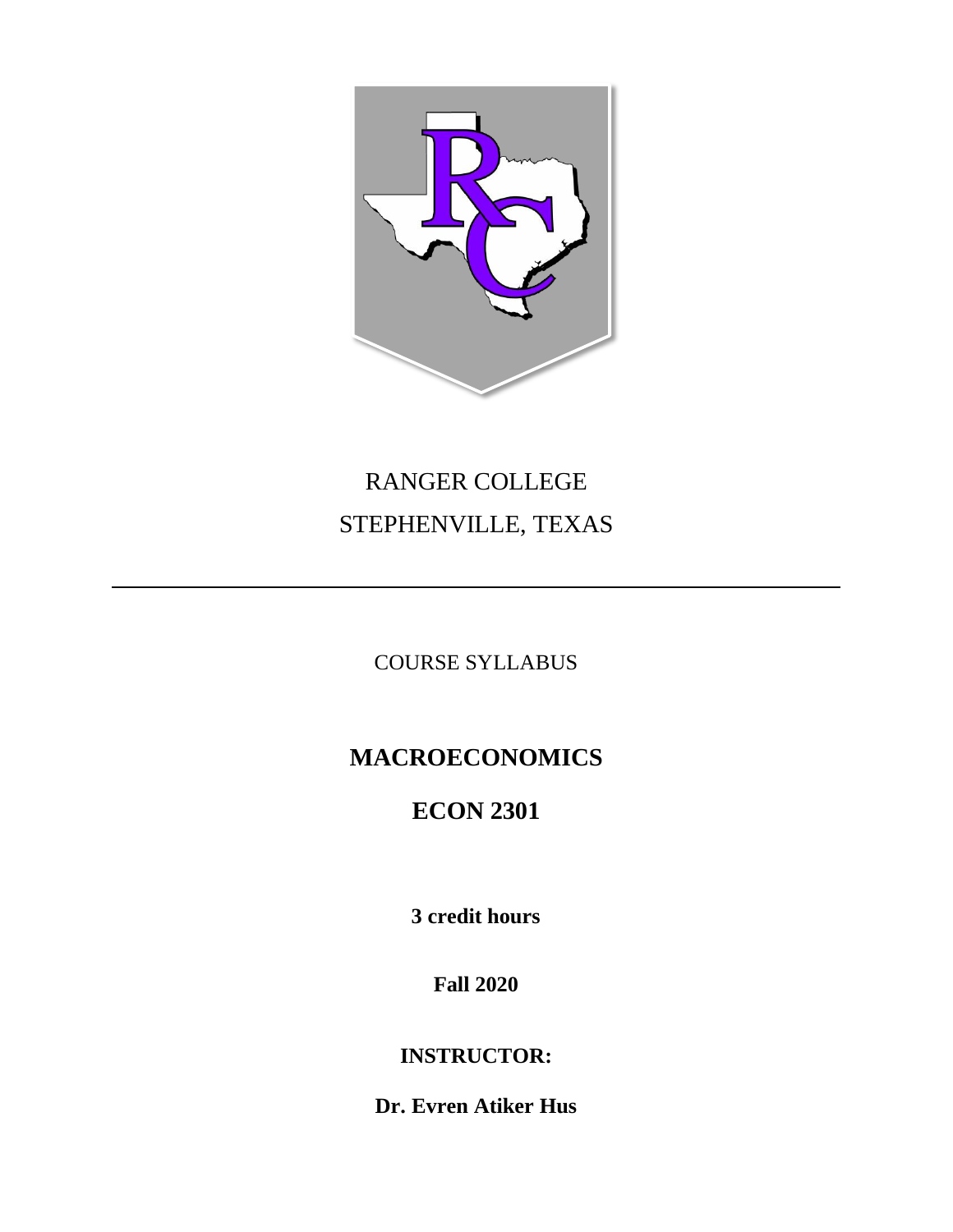RANGER COLLEGE

STEPHENVILLE, TEXAS

---

COURSE SYLLABUS

# MACROECONOMICS

# ECON 2301

**3 credit hours**

**Fall 2020**

**INSTRUCTOR:**

**Dr. Evren Atiker Hus**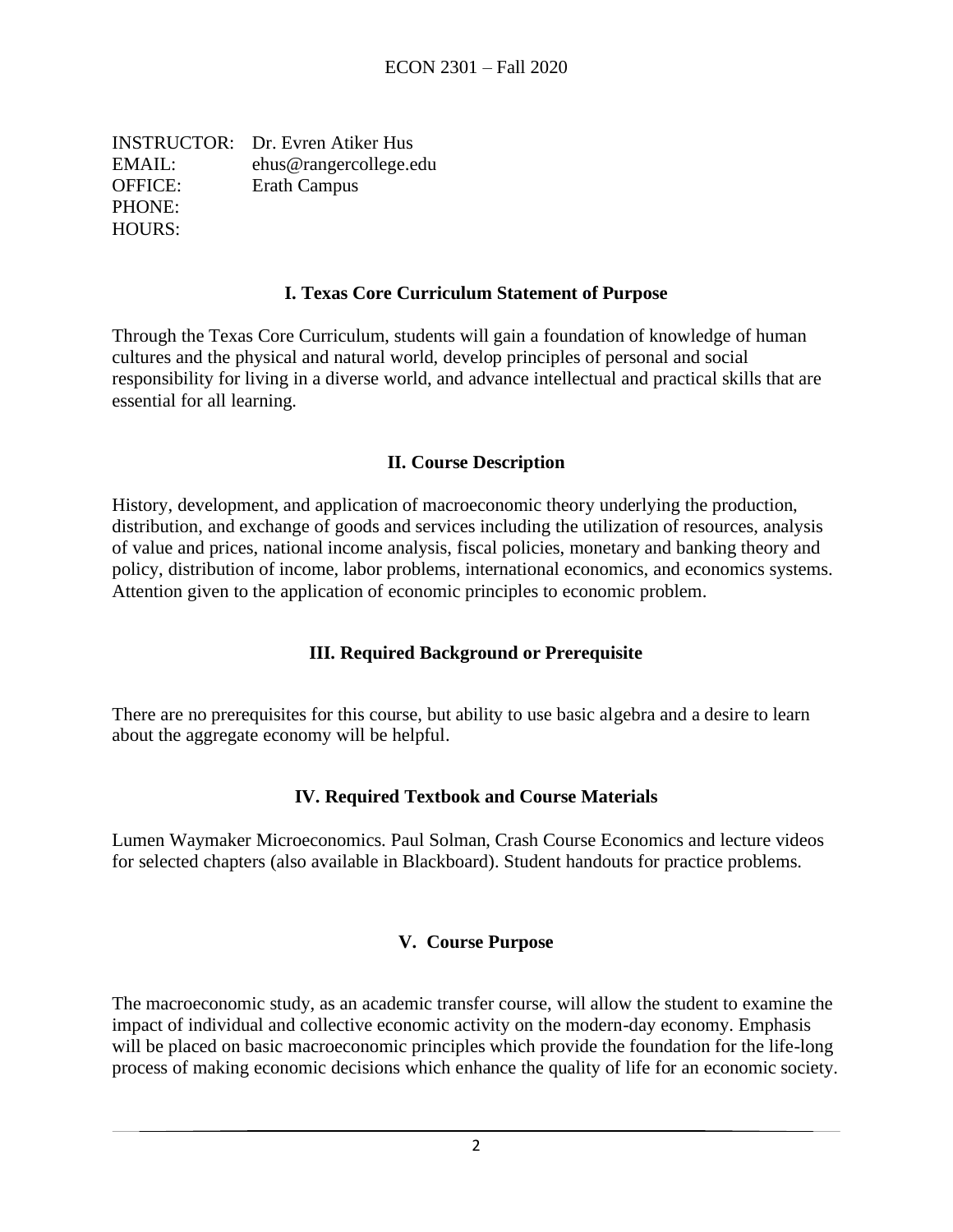INSTRUCTOR: Dr. Evren Atiker Hus
EMAIL: ehus@rangercollege.edu
OFFICE: Erath Campus
PHONE:
HOURS:

## I. Texas Core Curriculum Statement of Purpose

Through the Texas Core Curriculum, students will gain a foundation of knowledge of human cultures and the physical and natural world, develop principles of personal and social responsibility for living in a diverse world, and advance intellectual and practical skills that are essential for all learning.

## II. Course Description

History, development, and application of macroeconomic theory underlying the production, distribution, and exchange of goods and services including the utilization of resources, analysis of value and prices, national income analysis, fiscal policies, monetary and banking theory and policy, distribution of income, labor problems, international economics, and economics systems. Attention given to the application of economic principles to economic problem.

## III. Required Background or Prerequisite

There are no prerequisites for this course, but ability to use basic algebra and a desire to learn about the aggregate economy will be helpful.

## IV. Required Textbook and Course Materials

Lumen Waymaker Microeconomics. Paul Solman, Crash Course Economics and lecture videos for selected chapters (also available in Blackboard). Student handouts for practice problems.

## V. Course Purpose

The macroeconomic study, as an academic transfer course, will allow the student to examine the impact of individual and collective economic activity on the modern-day economy. Emphasis will be placed on basic macroeconomic principles which provide the foundation for the life-long process of making economic decisions which enhance the quality of life for an economic society.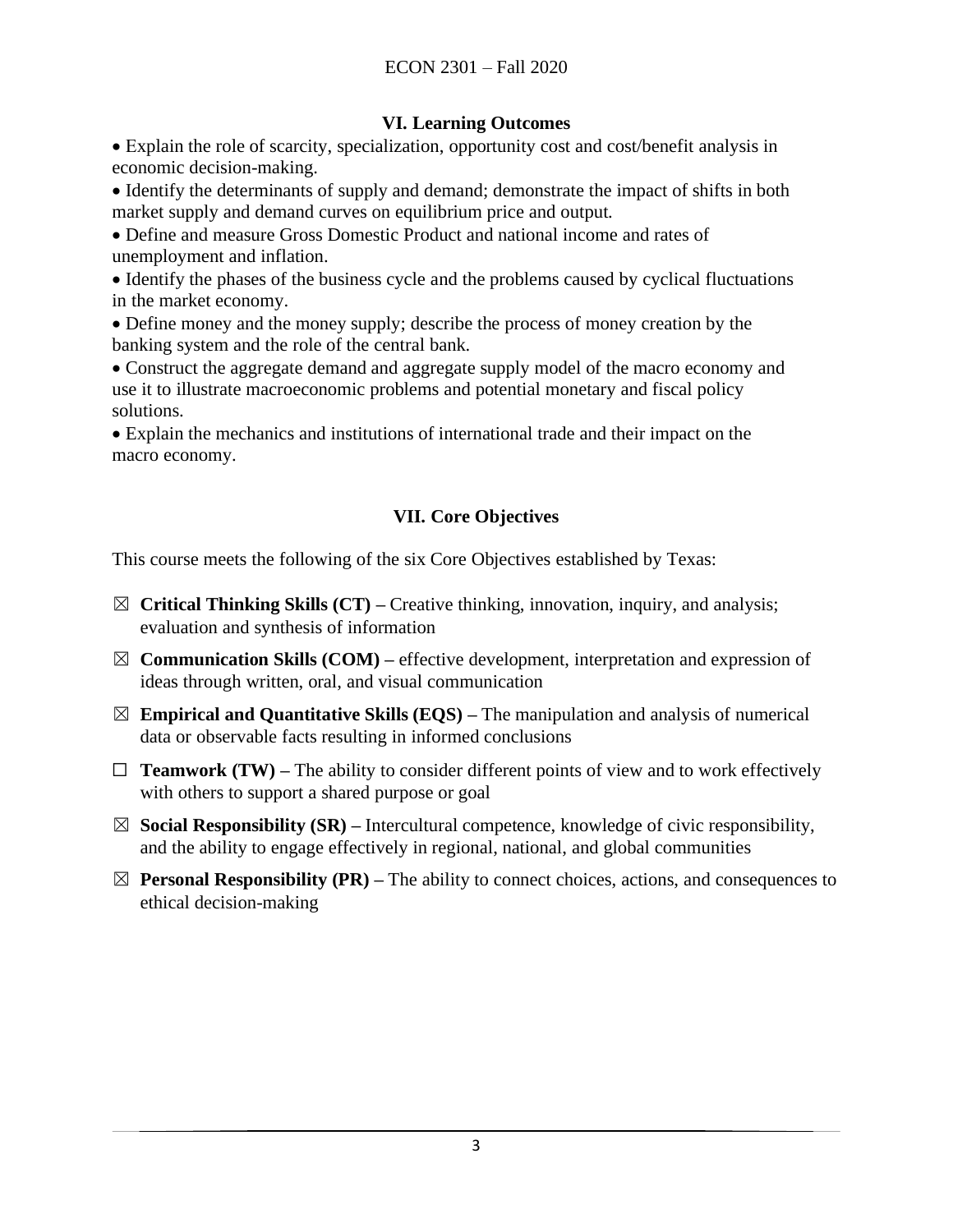## VI. Learning Outcomes

- Explain the role of scarcity, specialization, opportunity cost and cost/benefit analysis in economic decision-making.
- Identify the determinants of supply and demand; demonstrate the impact of shifts in both market supply and demand curves on equilibrium price and output.
- Define and measure Gross Domestic Product and national income and rates of unemployment and inflation.
- Identify the phases of the business cycle and the problems caused by cyclical fluctuations in the market economy.
- Define money and the money supply; describe the process of money creation by the banking system and the role of the central bank.
- Construct the aggregate demand and aggregate supply model of the macro economy and use it to illustrate macroeconomic problems and potential monetary and fiscal policy solutions.
- Explain the mechanics and institutions of international trade and their impact on the macro economy.

## VII. Core Objectives

This course meets the following of the six Core Objectives established by Texas:

☒ **Critical Thinking Skills (CT) –** Creative thinking, innovation, inquiry, and analysis; evaluation and synthesis of information

☒ **Communication Skills (COM) –** effective development, interpretation and expression of ideas through written, oral, and visual communication

☒ **Empirical and Quantitative Skills (EQS) –** The manipulation and analysis of numerical data or observable facts resulting in informed conclusions

☐ **Teamwork (TW) –** The ability to consider different points of view and to work effectively with others to support a shared purpose or goal

☒ **Social Responsibility (SR) –** Intercultural competence, knowledge of civic responsibility, and the ability to engage effectively in regional, national, and global communities

☒ **Personal Responsibility (PR) –** The ability to connect choices, actions, and consequences to ethical decision-making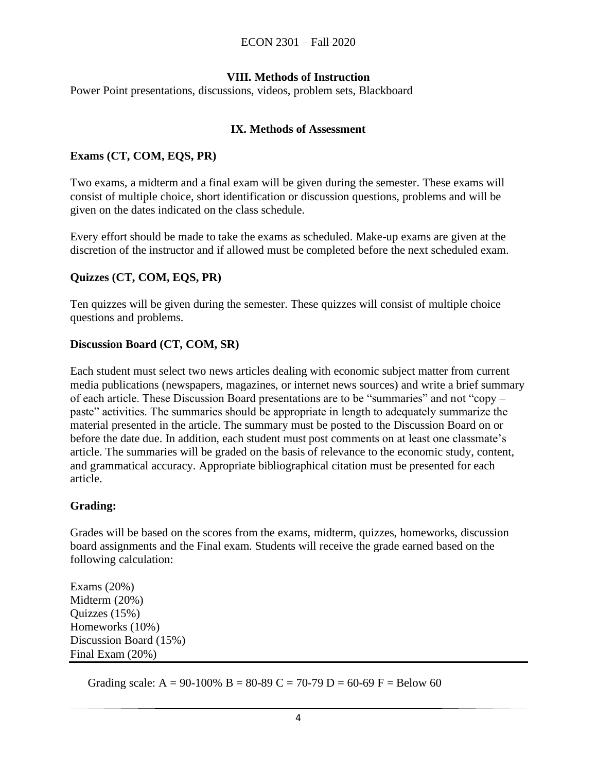## VIII. Methods of Instruction

Power Point presentations, discussions, videos, problem sets, Blackboard

## IX. Methods of Assessment

**Exams (CT, COM, EQS, PR)**

Two exams, a midterm and a final exam will be given during the semester. These exams will consist of multiple choice, short identification or discussion questions, problems and will be given on the dates indicated on the class schedule.

Every effort should be made to take the exams as scheduled. Make-up exams are given at the discretion of the instructor and if allowed must be completed before the next scheduled exam.

**Quizzes (CT, COM, EQS, PR)**

Ten quizzes will be given during the semester. These quizzes will consist of multiple choice questions and problems.

**Discussion Board (CT, COM, SR)**

Each student must select two news articles dealing with economic subject matter from current media publications (newspapers, magazines, or internet news sources) and write a brief summary of each article. These Discussion Board presentations are to be "summaries" and not "copy – paste" activities. The summaries should be appropriate in length to adequately summarize the material presented in the article. The summary must be posted to the Discussion Board on or before the date due. In addition, each student must post comments on at least one classmate's article. The summaries will be graded on the basis of relevance to the economic study, content, and grammatical accuracy. Appropriate bibliographical citation must be presented for each article.

**Grading:**

Grades will be based on the scores from the exams, midterm, quizzes, homeworks, discussion board assignments and the Final exam. Students will receive the grade earned based on the following calculation:

Exams (20%)
Midterm (20%)
Quizzes (15%)
Homeworks (10%)
Discussion Board (15%)
Final Exam (20%)

Grading scale: A = 90-100% B = 80-89 C = 70-79 D = 60-69 F = Below 60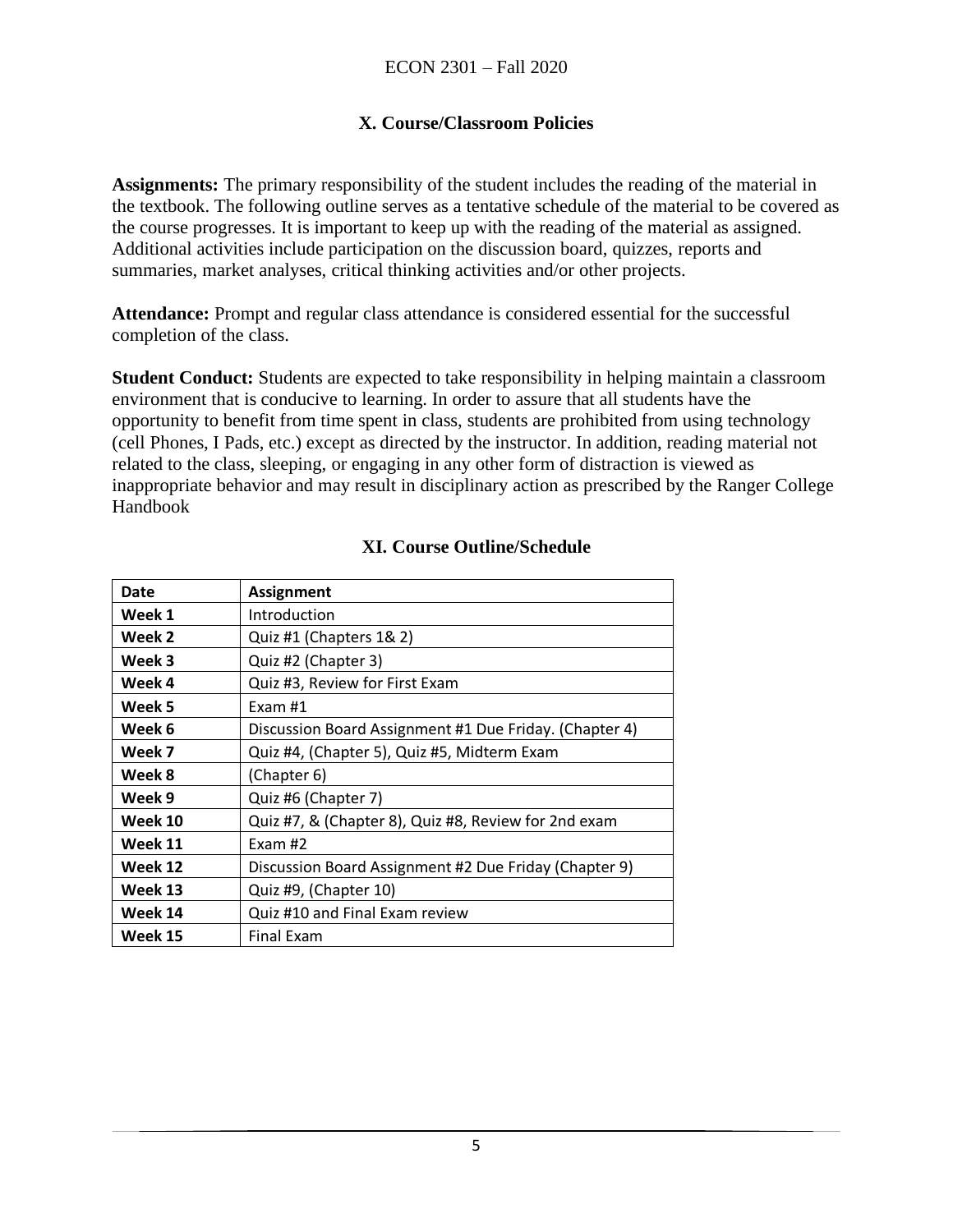## X. Course/Classroom Policies

**Assignments:** The primary responsibility of the student includes the reading of the material in the textbook. The following outline serves as a tentative schedule of the material to be covered as the course progresses. It is important to keep up with the reading of the material as assigned. Additional activities include participation on the discussion board, quizzes, reports and summaries, market analyses, critical thinking activities and/or other projects.

**Attendance:** Prompt and regular class attendance is considered essential for the successful completion of the class.

**Student Conduct:** Students are expected to take responsibility in helping maintain a classroom environment that is conducive to learning. In order to assure that all students have the opportunity to benefit from time spent in class, students are prohibited from using technology (cell Phones, I Pads, etc.) except as directed by the instructor. In addition, reading material not related to the class, sleeping, or engaging in any other form of distraction is viewed as inappropriate behavior and may result in disciplinary action as prescribed by the Ranger College Handbook

## XI. Course Outline/Schedule

| Date | Assignment |
|---|---|
| **Week 1** | Introduction |
| **Week 2** | Quiz #1 (Chapters 1& 2) |
| **Week 3** | Quiz #2 (Chapter 3) |
| **Week 4** | Quiz #3, Review for First Exam |
| **Week 5** | Exam #1 |
| **Week 6** | Discussion Board Assignment #1 Due Friday. (Chapter 4) |
| **Week 7** | Quiz #4, (Chapter 5), Quiz #5, Midterm Exam |
| **Week 8** | (Chapter 6) |
| **Week 9** | Quiz #6 (Chapter 7) |
| **Week 10** | Quiz #7, & (Chapter 8), Quiz #8, Review for 2nd exam |
| **Week 11** | Exam #2 |
| **Week 12** | Discussion Board Assignment #2 Due Friday (Chapter 9) |
| **Week 13** | Quiz #9, (Chapter 10) |
| **Week 14** | Quiz #10 and Final Exam review |
| **Week 15** | Final Exam |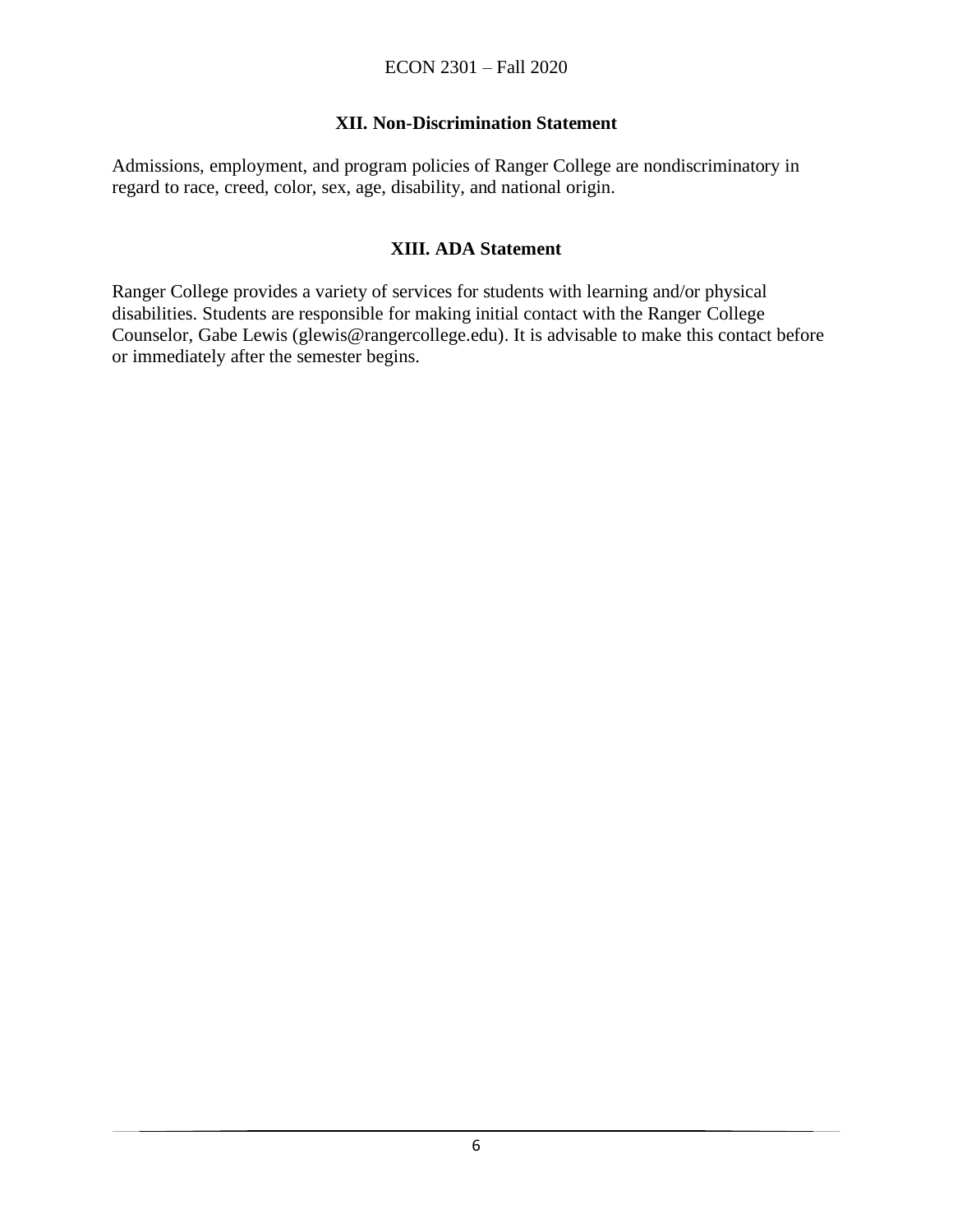## XII. Non-Discrimination Statement

Admissions, employment, and program policies of Ranger College are nondiscriminatory in regard to race, creed, color, sex, age, disability, and national origin.

## XIII. ADA Statement

Ranger College provides a variety of services for students with learning and/or physical disabilities. Students are responsible for making initial contact with the Ranger College Counselor, Gabe Lewis (glewis@rangercollege.edu). It is advisable to make this contact before or immediately after the semester begins.